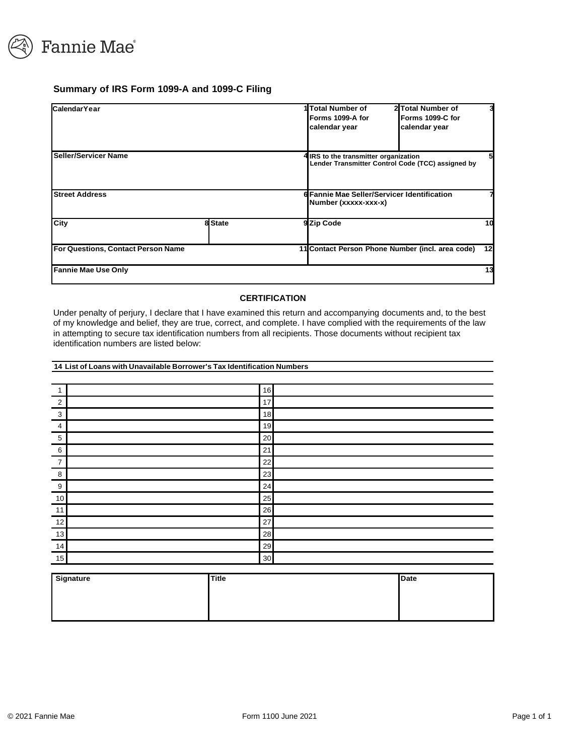Fannie Mae

# Summary of IRS Form 1099-A and 1099-C Filing

| CalendarYear 1 | Total Number of Forms 1099-A for calendar year 2 | Total Number of Forms 1099-C for calendar year 3 |
|---|---|---|
| Seller/Servicer Name 4 | IRS to the transmitter organization Lender Transmitter Control Code (TCC) assigned by 5 | |
| Street Address 6 | Fannie Mae Seller/Servicer Identification Number (xxxxx-xxx-x) 7 | |
| City 8 / State 9 | Zip Code 10 | |
| For Questions, Contact Person Name 11 | Contact Person Phone Number (incl. area code) 12 | |
| Fannie Mae Use Only 13 | | |

## CERTIFICATION

Under penalty of perjury, I declare that I have examined this return and accompanying documents and, to the best of my knowledge and belief, they are true, correct, and complete. I have complied with the requirements of the law in attempting to secure tax identification numbers from all recipients. Those documents without recipient tax identification numbers are listed below:

**14 List of Loans with Unavailable Borrower's Tax Identification Numbers**

| # | | # | |
|---|---|---|---|
| 1 | | 16 | |
| 2 | | 17 | |
| 3 | | 18 | |
| 4 | | 19 | |
| 5 | | 20 | |
| 6 | | 21 | |
| 7 | | 22 | |
| 8 | | 23 | |
| 9 | | 24 | |
| 10 | | 25 | |
| 11 | | 26 | |
| 12 | | 27 | |
| 13 | | 28 | |
| 14 | | 29 | |
| 15 | | 30 | |

| Signature | Title | Date |
|---|---|---|
| | | |

© 2021 Fannie Mae Form 1100 June 2021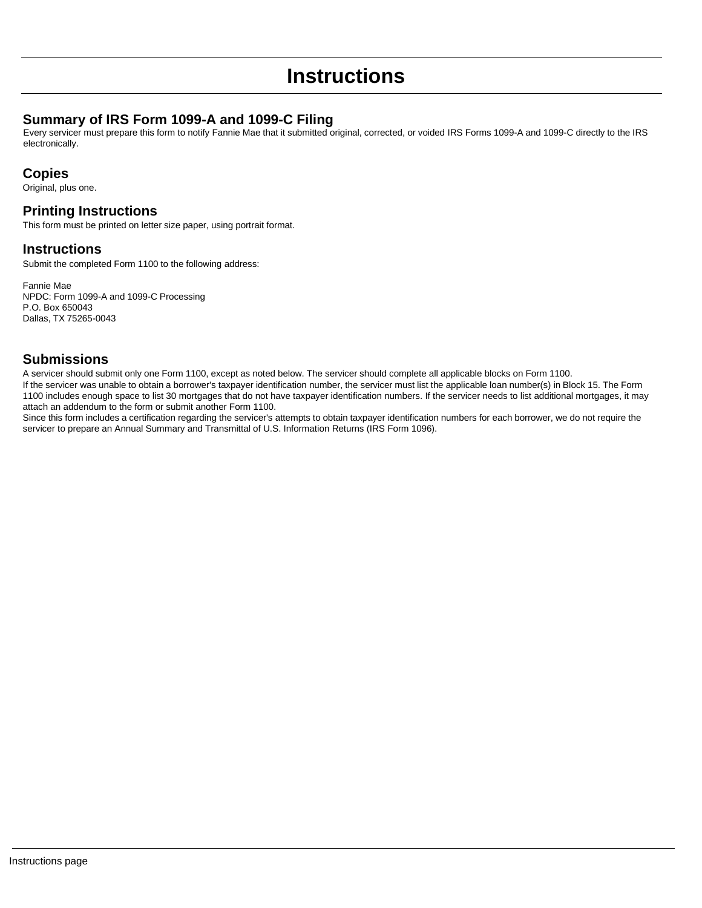# Instructions

## Summary of IRS Form 1099-A and 1099-C Filing

Every servicer must prepare this form to notify Fannie Mae that it submitted original, corrected, or voided IRS Forms 1099-A and 1099-C directly to the IRS electronically.

## Copies

Original, plus one.

## Printing Instructions

This form must be printed on letter size paper, using portrait format.

## Instructions

Submit the completed Form 1100 to the following address:

Fannie Mae
NPDC: Form 1099-A and 1099-C Processing
P.O. Box 650043
Dallas, TX 75265-0043

## Submissions

A servicer should submit only one Form 1100, except as noted below. The servicer should complete all applicable blocks on Form 1100.

If the servicer was unable to obtain a borrower's taxpayer identification number, the servicer must list the applicable loan number(s) in Block 15. The Form 1100 includes enough space to list 30 mortgages that do not have taxpayer identification numbers. If the servicer needs to list additional mortgages, it may attach an addendum to the form or submit another Form 1100.

Since this form includes a certification regarding the servicer's attempts to obtain taxpayer identification numbers for each borrower, we do not require the servicer to prepare an Annual Summary and Transmittal of U.S. Information Returns (IRS Form 1096).